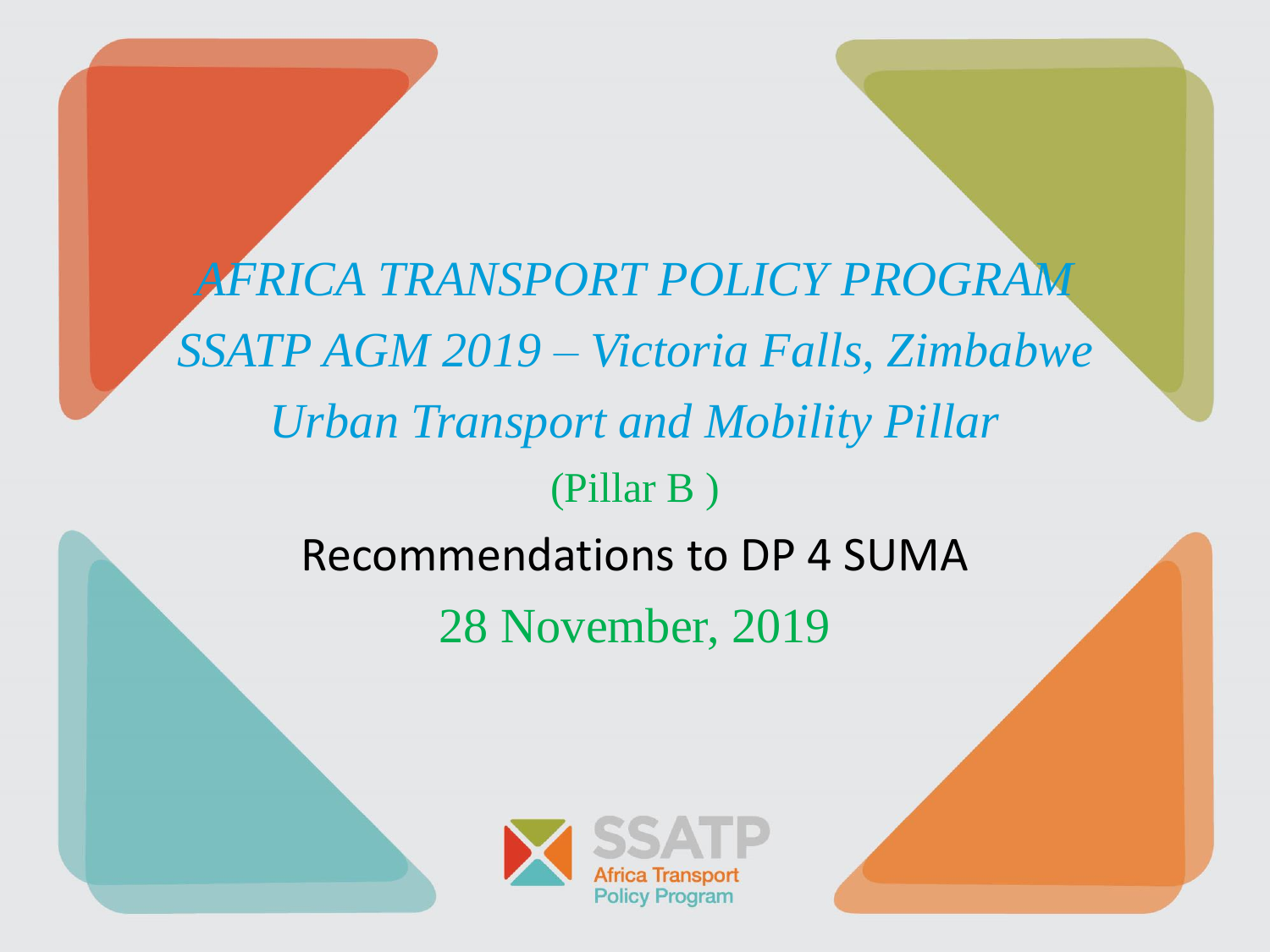# *AFRICA TRANSPORT POLICY PROGRAM*

## *SSATP AGM 2019 – Victoria Falls, Zimbabwe*

## *Urban Transport and Mobility Pillar*

(Pillar B )

Recommendations to DP 4 SUMA

28 November, 2019

SSATP
Africa Transport
Policy Program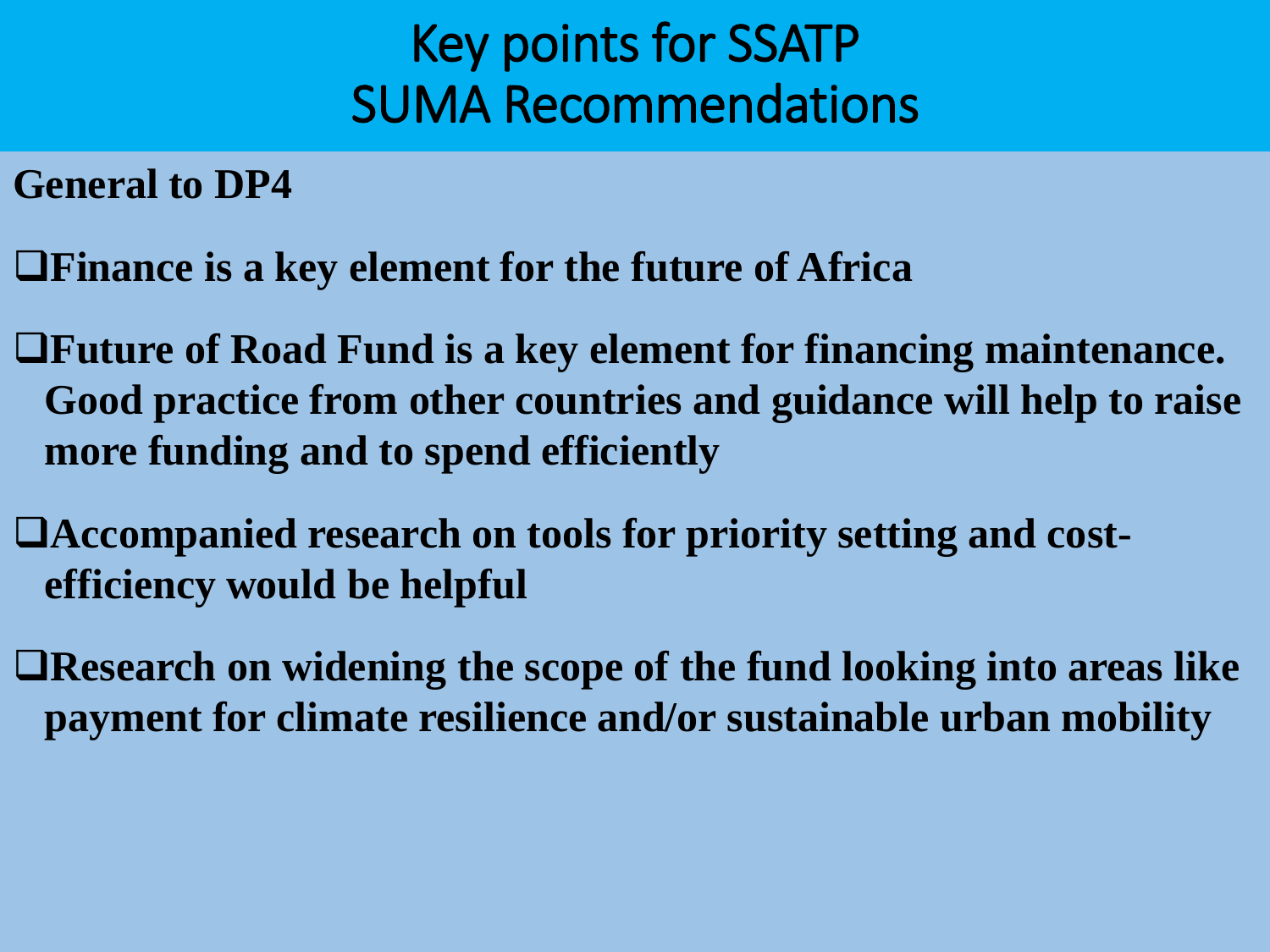# Key points for SSATP SUMA Recommendations

**General to DP4**

- **Finance is a key element for the future of Africa**
- **Future of Road Fund is a key element for financing maintenance. Good practice from other countries and guidance will help to raise more funding and to spend efficiently**
- **Accompanied research on tools for priority setting and cost-efficiency would be helpful**
- **Research on widening the scope of the fund looking into areas like payment for climate resilience and/or sustainable urban mobility**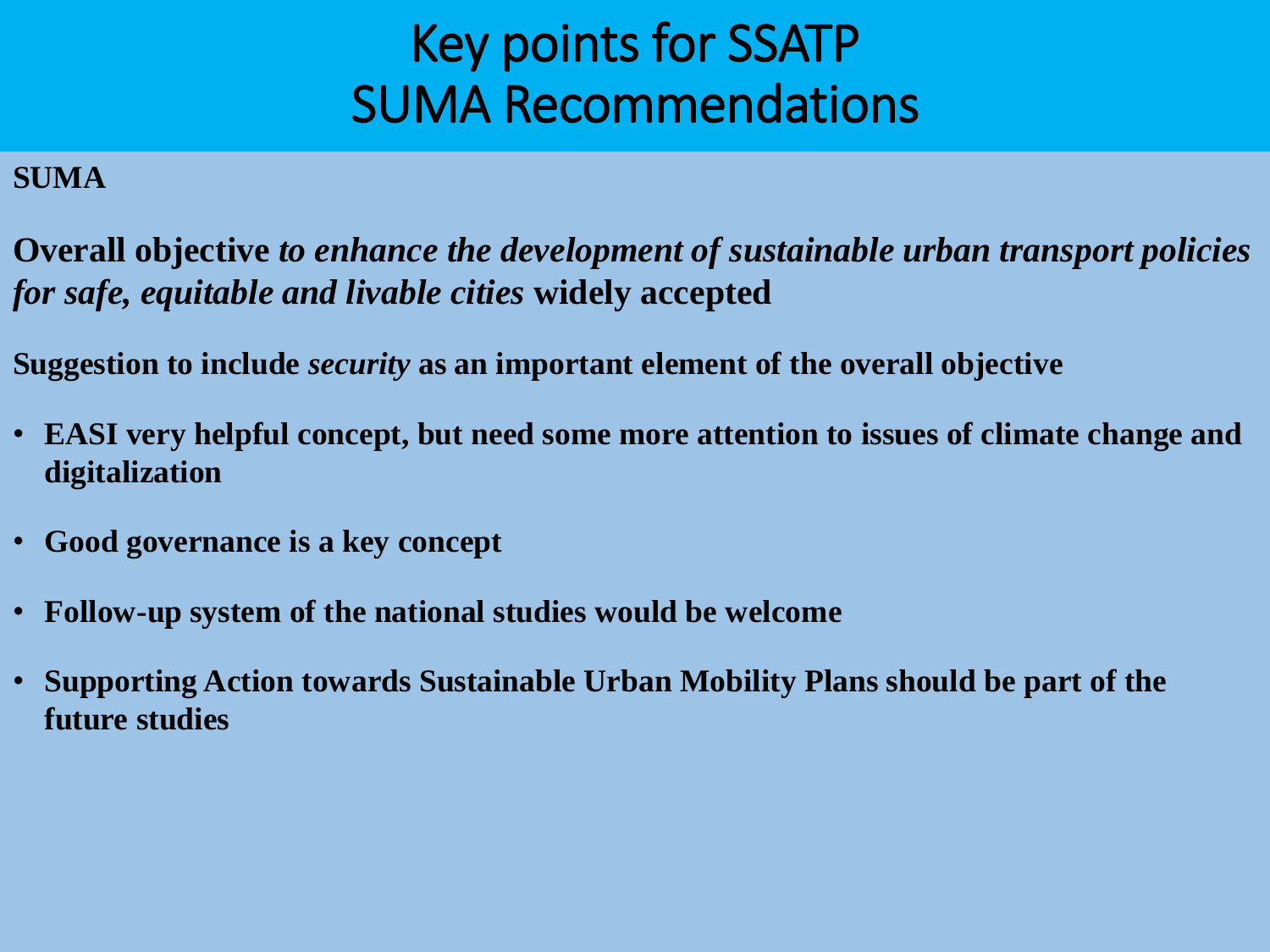# Key points for SSATP
# SUMA Recommendations

**SUMA**

**Overall objective *to enhance the development of sustainable urban transport policies for safe, equitable and livable cities* widely accepted**

**Suggestion to include *security* as an important element of the overall objective**

- **EASI very helpful concept, but need some more attention to issues of climate change and digitalization**
- **Good governance is a key concept**
- **Follow-up system of the national studies would be welcome**
- **Supporting Action towards Sustainable Urban Mobility Plans should be part of the future studies**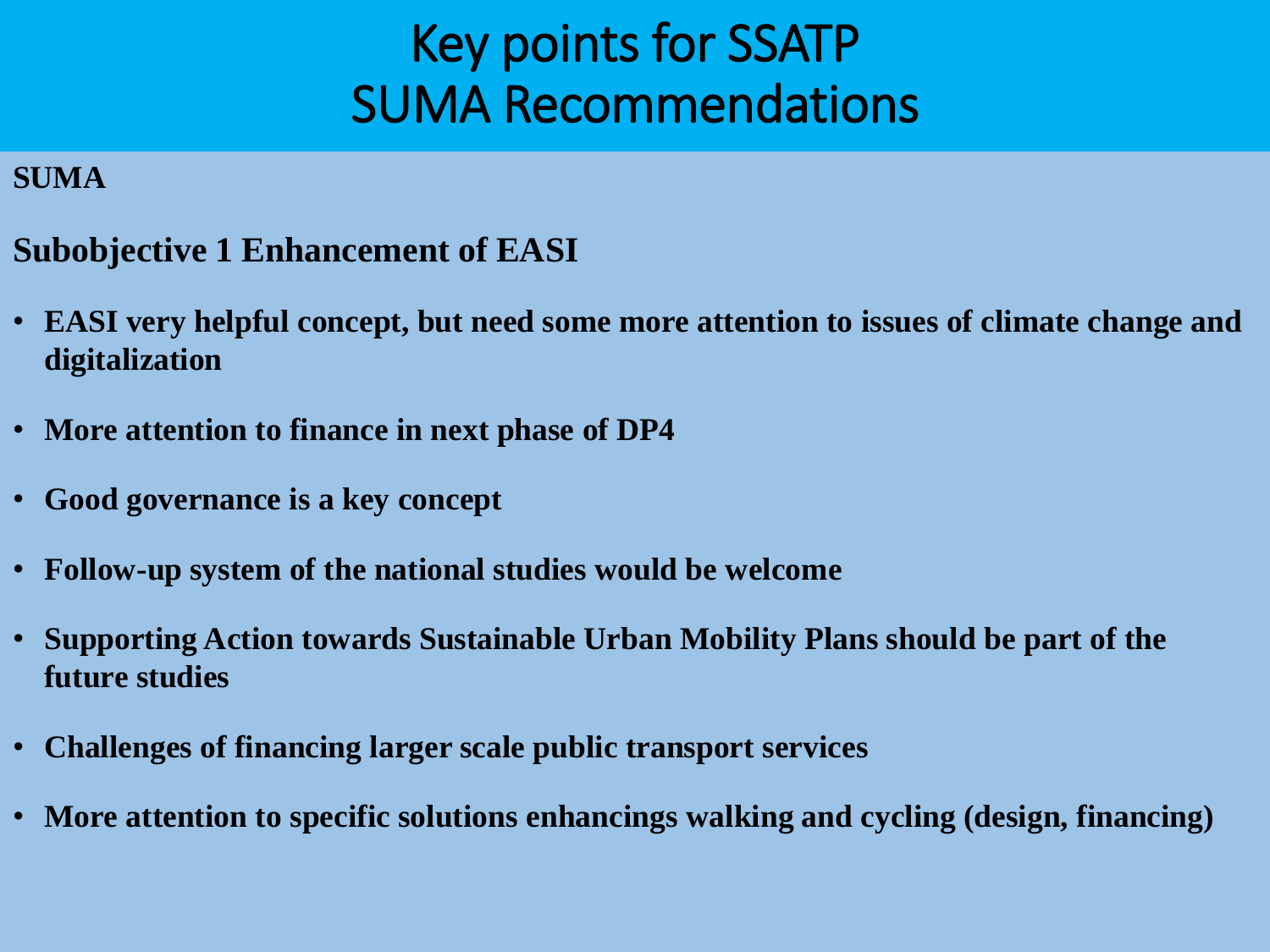# Key points for SSATP
# SUMA Recommendations

**SUMA**

**Subobjective 1 Enhancement of EASI**

- **EASI very helpful concept, but need some more attention to issues of climate change and digitalization**
- **More attention to finance in next phase of DP4**
- **Good governance is a key concept**
- **Follow-up system of the national studies would be welcome**
- **Supporting Action towards Sustainable Urban Mobility Plans should be part of the future studies**
- **Challenges of financing larger scale public transport services**
- **More attention to specific solutions enhancings walking and cycling (design, financing)**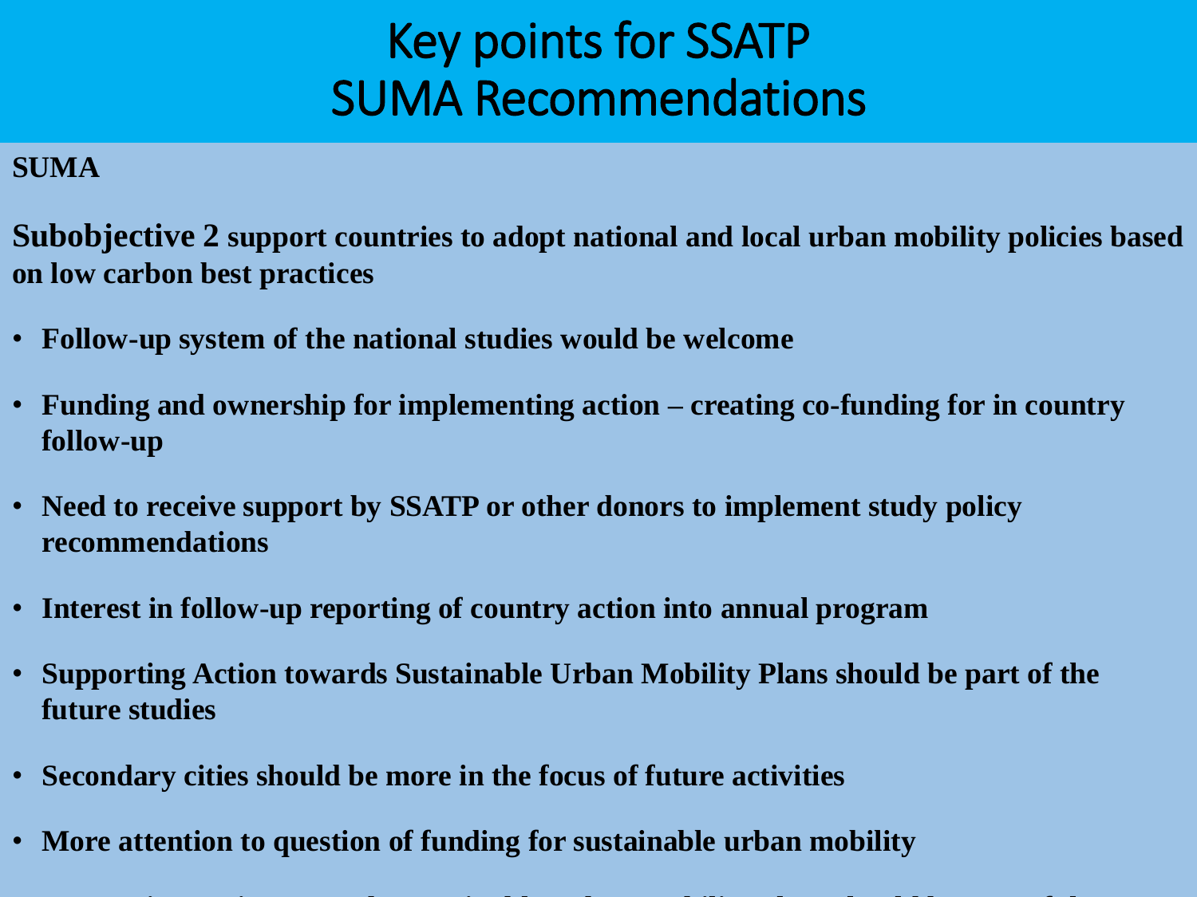# Key points for SSATP SUMA Recommendations

**SUMA**

**Subobjective 2 support countries to adopt national and local urban mobility policies based on low carbon best practices**

- **Follow-up system of the national studies would be welcome**
- **Funding and ownership for implementing action – creating co-funding for in country follow-up**
- **Need to receive support by SSATP or other donors to implement study policy recommendations**
- **Interest in follow-up reporting of country action into annual program**
- **Supporting Action towards Sustainable Urban Mobility Plans should be part of the future studies**
- **Secondary cities should be more in the focus of future activities**
- **More attention to question of funding for sustainable urban mobility**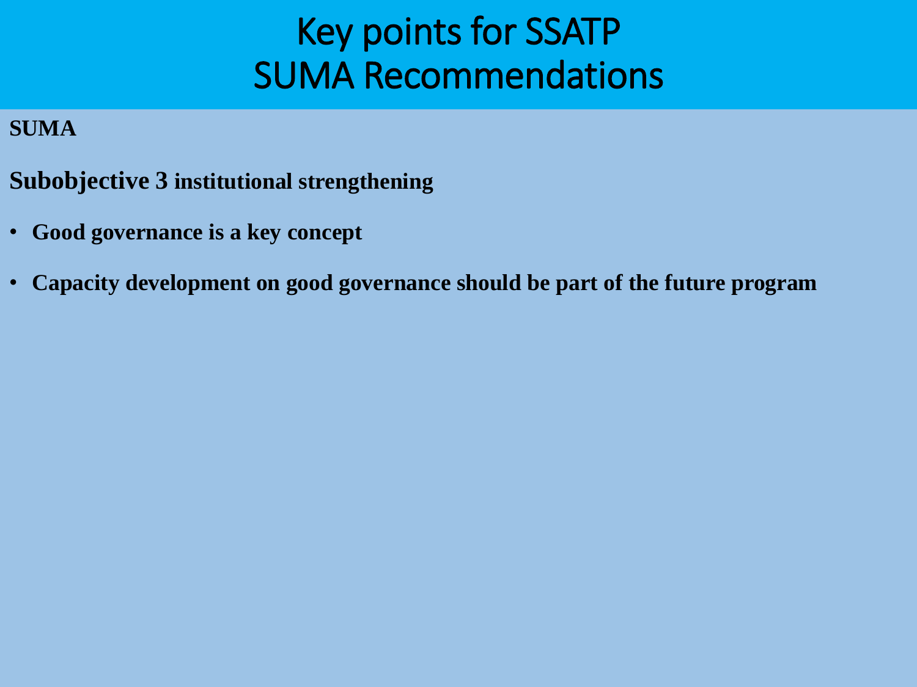# Key points for SSATP
# SUMA Recommendations

**SUMA**

**Subobjective 3 institutional strengthening**

- **Good governance is a key concept**
- **Capacity development on good governance should be part of the future program**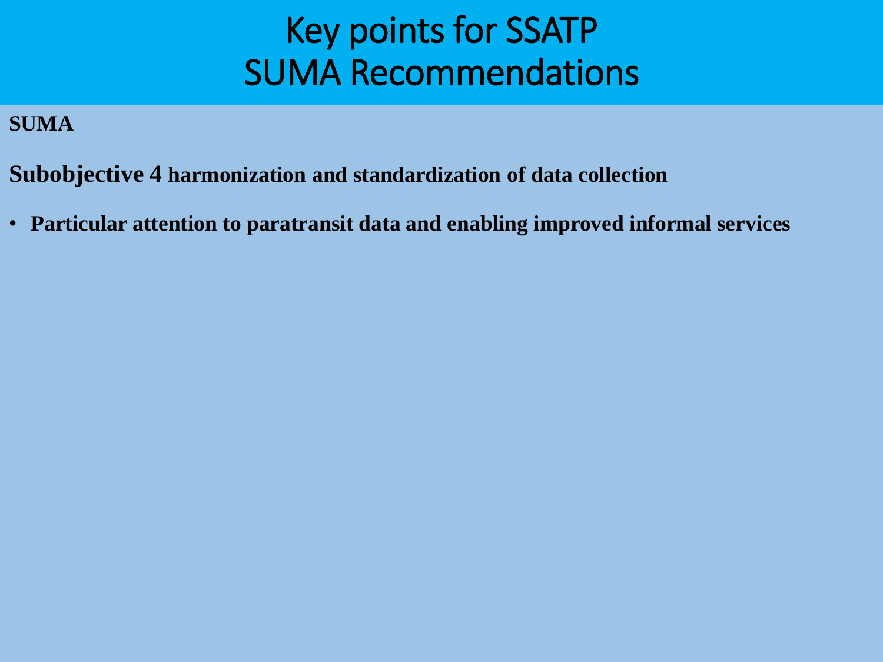# Key points for SSATP
# SUMA Recommendations

**SUMA**

**Subobjective 4 harmonization and standardization of data collection**

- **Particular attention to paratransit data and enabling improved informal services**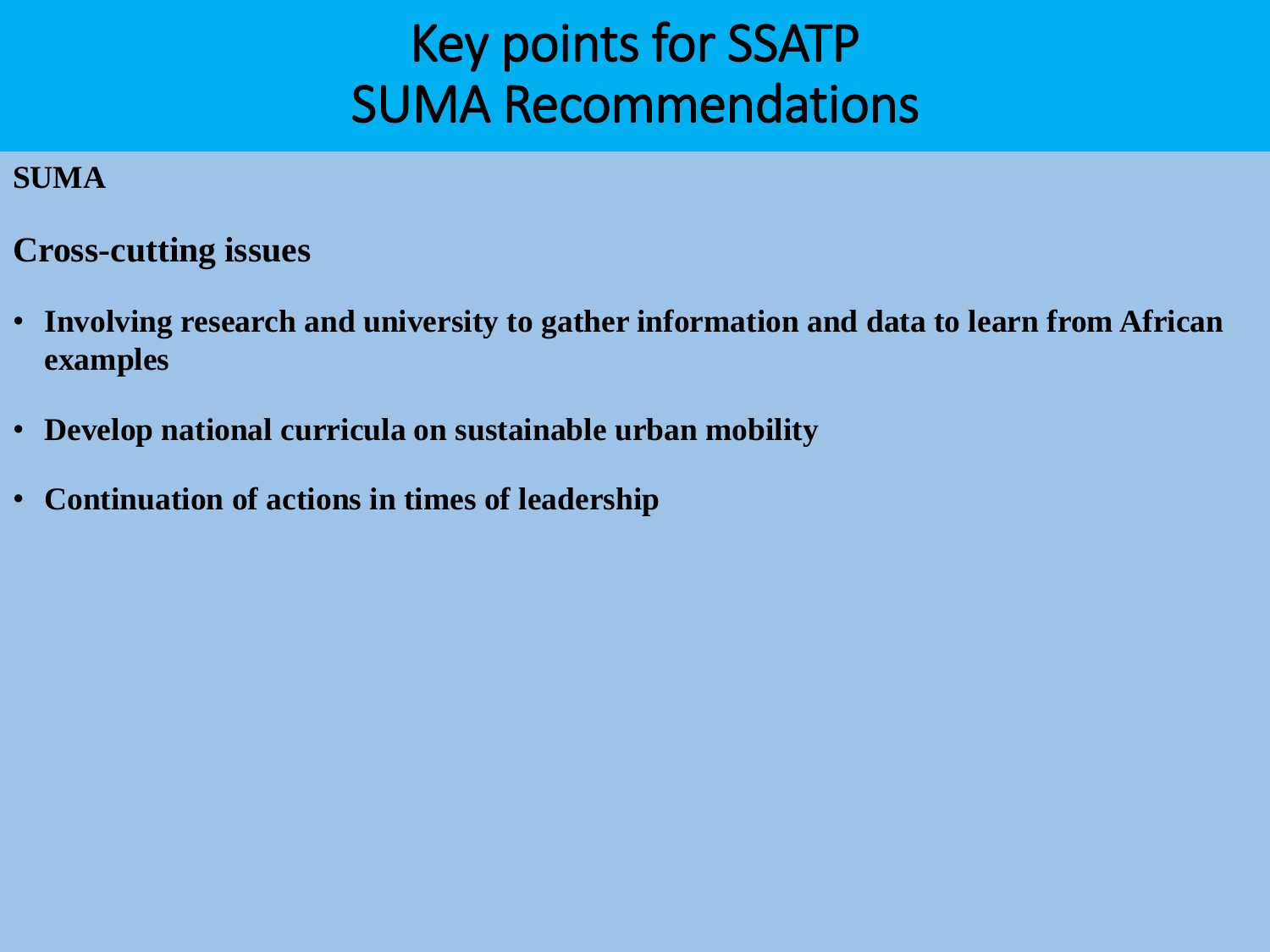# Key points for SSATP
# SUMA Recommendations

**SUMA**

**Cross-cutting issues**

- **Involving research and university to gather information and data to learn from African examples**
- **Develop national curricula on sustainable urban mobility**
- **Continuation of actions in times of leadership**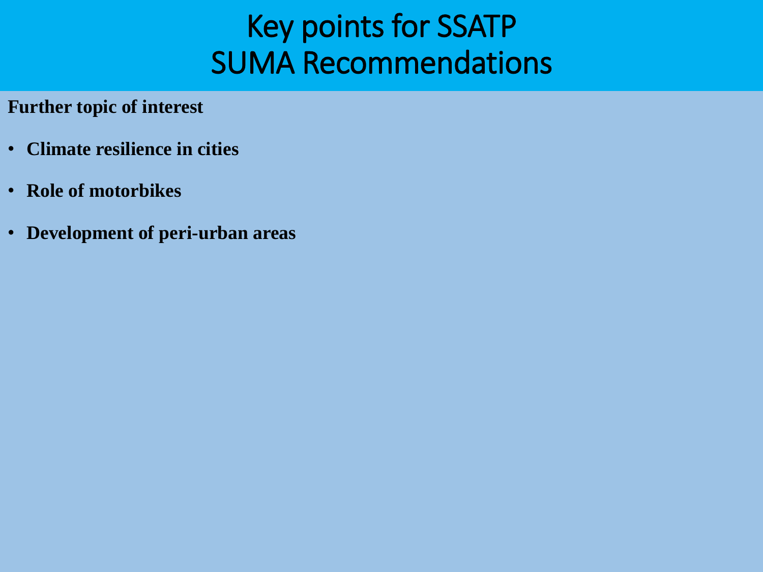# Key points for SSATP SUMA Recommendations

**Further topic of interest**

- **Climate resilience in cities**
- **Role of motorbikes**
- **Development of peri-urban areas**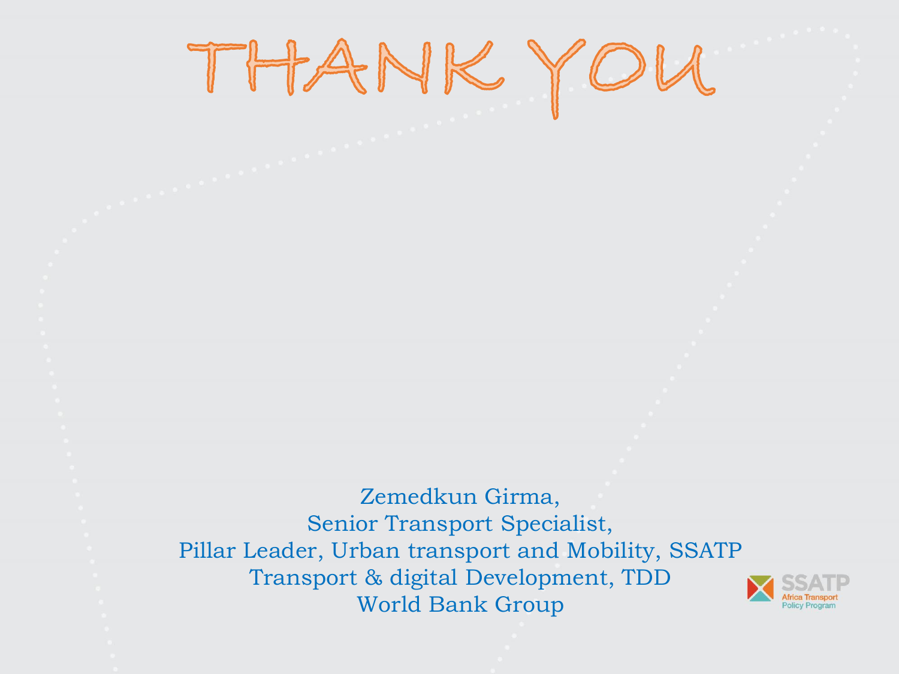# THANK YOU

Zemedkun Girma,
Senior Transport Specialist,
Pillar Leader, Urban transport and Mobility, SSATP
Transport & digital Development, TDD
World Bank Group

SSATP
Africa Transport
Policy Program